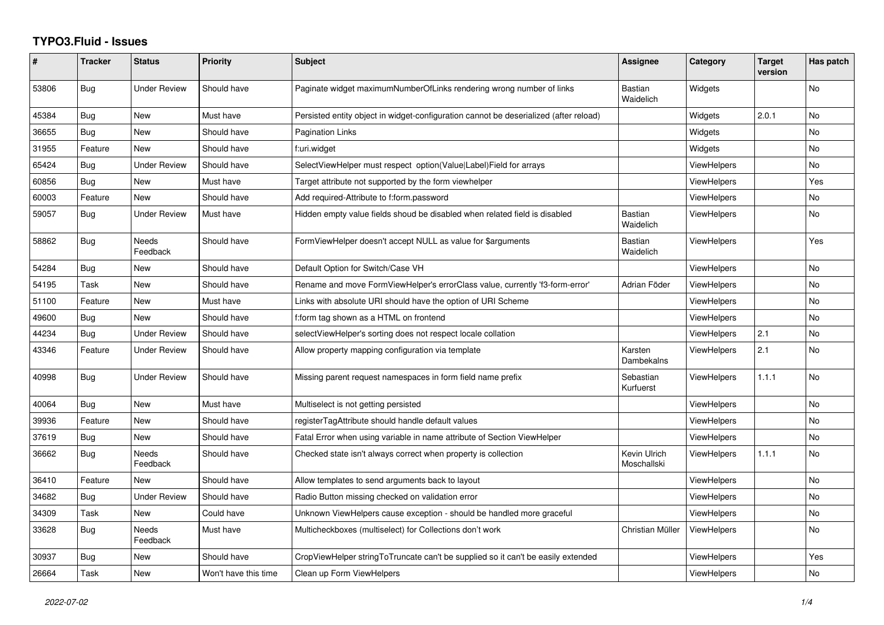# TYPO3.Fluid - Issues

| # | Tracker | Status | Priority | Subject | Assignee | Category | Target version | Has patch |
|---|---|---|---|---|---|---|---|---|
| 53806 | Bug | Under Review | Should have | Paginate widget maximumNumberOfLinks rendering wrong number of links | Bastian Waidelich | Widgets | | No |
| 45384 | Bug | New | Must have | Persisted entity object in widget-configuration cannot be deserialized (after reload) | | Widgets | 2.0.1 | No |
| 36655 | Bug | New | Should have | Pagination Links | | Widgets | | No |
| 31955 | Feature | New | Should have | f:uri.widget | | Widgets | | No |
| 65424 | Bug | Under Review | Should have | SelectViewHelper must respect option(Value\|Label)Field for arrays | | ViewHelpers | | No |
| 60856 | Bug | New | Must have | Target attribute not supported by the form viewhelper | | ViewHelpers | | Yes |
| 60003 | Feature | New | Should have | Add required-Attribute to f:form.password | | ViewHelpers | | No |
| 59057 | Bug | Under Review | Must have | Hidden empty value fields shoud be disabled when related field is disabled | Bastian Waidelich | ViewHelpers | | No |
| 58862 | Bug | Needs Feedback | Should have | FormViewHelper doesn't accept NULL as value for $arguments | Bastian Waidelich | ViewHelpers | | Yes |
| 54284 | Bug | New | Should have | Default Option for Switch/Case VH | | ViewHelpers | | No |
| 54195 | Task | New | Should have | Rename and move FormViewHelper's errorClass value, currently 'f3-form-error' | Adrian Föder | ViewHelpers | | No |
| 51100 | Feature | New | Must have | Links with absolute URI should have the option of URI Scheme | | ViewHelpers | | No |
| 49600 | Bug | New | Should have | f:form tag shown as a HTML on frontend | | ViewHelpers | | No |
| 44234 | Bug | Under Review | Should have | selectViewHelper's sorting does not respect locale collation | | ViewHelpers | 2.1 | No |
| 43346 | Feature | Under Review | Should have | Allow property mapping configuration via template | Karsten Dambekalns | ViewHelpers | 2.1 | No |
| 40998 | Bug | Under Review | Should have | Missing parent request namespaces in form field name prefix | Sebastian Kurfuerst | ViewHelpers | 1.1.1 | No |
| 40064 | Bug | New | Must have | Multiselect is not getting persisted | | ViewHelpers | | No |
| 39936 | Feature | New | Should have | registerTagAttribute should handle default values | | ViewHelpers | | No |
| 37619 | Bug | New | Should have | Fatal Error when using variable in name attribute of Section ViewHelper | | ViewHelpers | | No |
| 36662 | Bug | Needs Feedback | Should have | Checked state isn't always correct when property is collection | Kevin Ulrich Moschallski | ViewHelpers | 1.1.1 | No |
| 36410 | Feature | New | Should have | Allow templates to send arguments back to layout | | ViewHelpers | | No |
| 34682 | Bug | Under Review | Should have | Radio Button missing checked on validation error | | ViewHelpers | | No |
| 34309 | Task | New | Could have | Unknown ViewHelpers cause exception - should be handled more graceful | | ViewHelpers | | No |
| 33628 | Bug | Needs Feedback | Must have | Multicheckboxes (multiselect) for Collections don't work | Christian Müller | ViewHelpers | | No |
| 30937 | Bug | New | Should have | CropViewHelper stringToTruncate can't be supplied so it can't be easily extended | | ViewHelpers | | Yes |
| 26664 | Task | New | Won't have this time | Clean up Form ViewHelpers | | ViewHelpers | | No |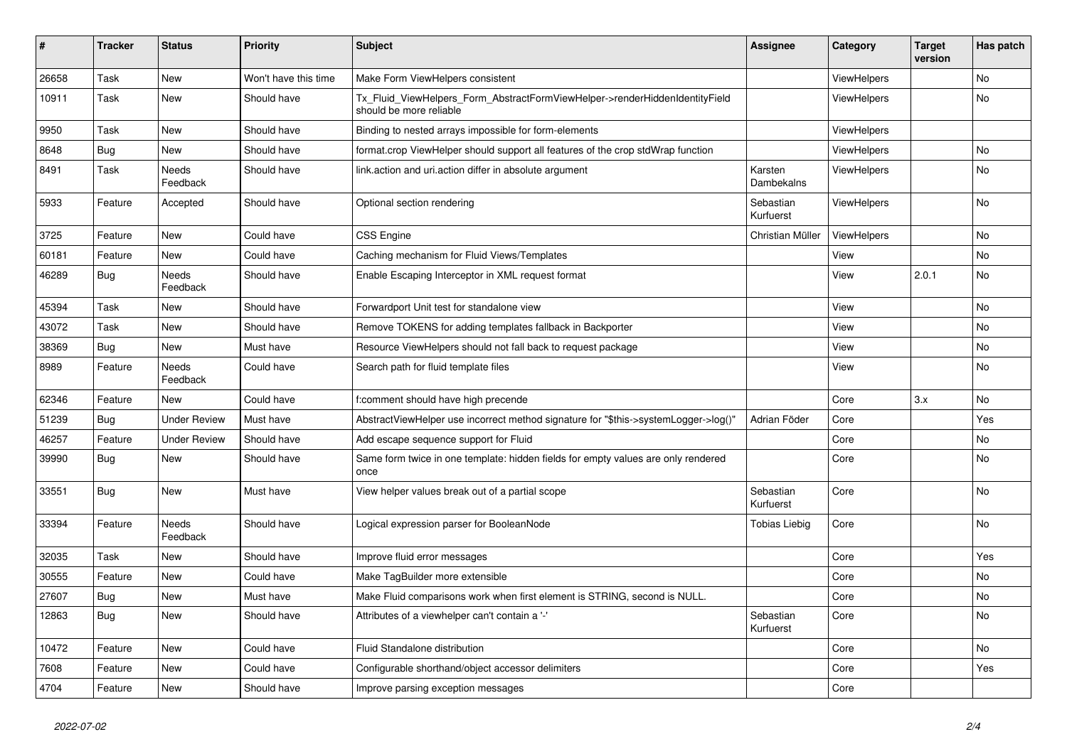| # | Tracker | Status | Priority | Subject | Assignee | Category | Target version | Has patch |
|---|---|---|---|---|---|---|---|---|
| 26658 | Task | New | Won't have this time | Make Form ViewHelpers consistent | | ViewHelpers | | No |
| 10911 | Task | New | Should have | Tx_Fluid_ViewHelpers_Form_AbstractFormViewHelper->renderHiddenIdentityField should be more reliable | | ViewHelpers | | No |
| 9950 | Task | New | Should have | Binding to nested arrays impossible for form-elements | | ViewHelpers | | |
| 8648 | Bug | New | Should have | format.crop ViewHelper should support all features of the crop stdWrap function | | ViewHelpers | | No |
| 8491 | Task | Needs Feedback | Should have | link.action and uri.action differ in absolute argument | Karsten Dambekalns | ViewHelpers | | No |
| 5933 | Feature | Accepted | Should have | Optional section rendering | Sebastian Kurfuerst | ViewHelpers | | No |
| 3725 | Feature | New | Could have | CSS Engine | Christian Müller | ViewHelpers | | No |
| 60181 | Feature | New | Could have | Caching mechanism for Fluid Views/Templates | | View | | No |
| 46289 | Bug | Needs Feedback | Should have | Enable Escaping Interceptor in XML request format | | View | 2.0.1 | No |
| 45394 | Task | New | Should have | Forwardport Unit test for standalone view | | View | | No |
| 43072 | Task | New | Should have | Remove TOKENS for adding templates fallback in Backporter | | View | | No |
| 38369 | Bug | New | Must have | Resource ViewHelpers should not fall back to request package | | View | | No |
| 8989 | Feature | Needs Feedback | Could have | Search path for fluid template files | | View | | No |
| 62346 | Feature | New | Could have | f:comment should have high precende | | Core | 3.x | No |
| 51239 | Bug | Under Review | Must have | AbstractViewHelper use incorrect method signature for "$this->systemLogger->log()" | Adrian Föder | Core | | Yes |
| 46257 | Feature | Under Review | Should have | Add escape sequence support for Fluid | | Core | | No |
| 39990 | Bug | New | Should have | Same form twice in one template: hidden fields for empty values are only rendered once | | Core | | No |
| 33551 | Bug | New | Must have | View helper values break out of a partial scope | Sebastian Kurfuerst | Core | | No |
| 33394 | Feature | Needs Feedback | Should have | Logical expression parser for BooleanNode | Tobias Liebig | Core | | No |
| 32035 | Task | New | Should have | Improve fluid error messages | | Core | | Yes |
| 30555 | Feature | New | Could have | Make TagBuilder more extensible | | Core | | No |
| 27607 | Bug | New | Must have | Make Fluid comparisons work when first element is STRING, second is NULL. | | Core | | No |
| 12863 | Bug | New | Should have | Attributes of a viewhelper can't contain a '-' | Sebastian Kurfuerst | Core | | No |
| 10472 | Feature | New | Could have | Fluid Standalone distribution | | Core | | No |
| 7608 | Feature | New | Could have | Configurable shorthand/object accessor delimiters | | Core | | Yes |
| 4704 | Feature | New | Should have | Improve parsing exception messages | | Core | | |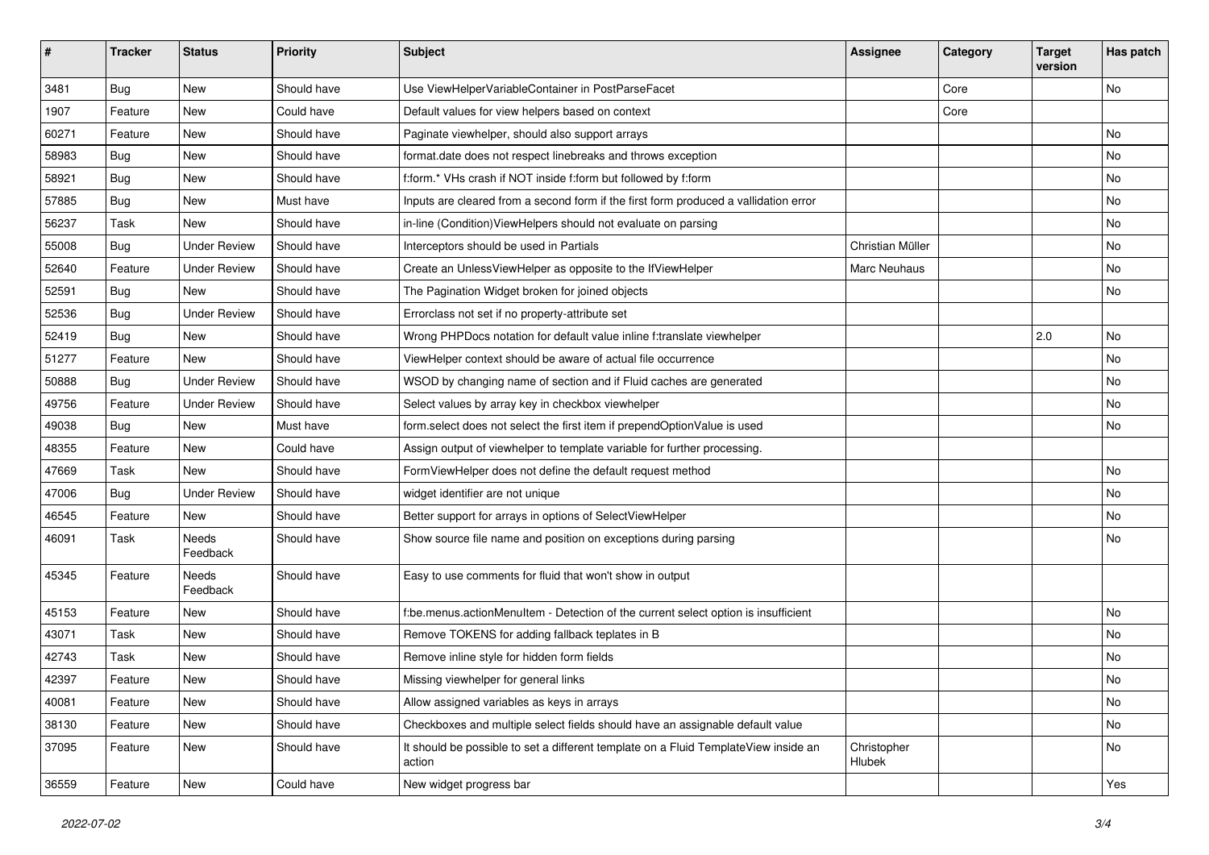| # | Tracker | Status | Priority | Subject | Assignee | Category | Target version | Has patch |
|---|---|---|---|---|---|---|---|---|
| 3481 | Bug | New | Should have | Use ViewHelperVariableContainer in PostParseFacet | | Core | | No |
| 1907 | Feature | New | Could have | Default values for view helpers based on context | | Core | | |
| 60271 | Feature | New | Should have | Paginate viewhelper, should also support arrays | | | | No |
| 58983 | Bug | New | Should have | format.date does not respect linebreaks and throws exception | | | | No |
| 58921 | Bug | New | Should have | f:form.* VHs crash if NOT inside f:form but followed by f:form | | | | No |
| 57885 | Bug | New | Must have | Inputs are cleared from a second form if the first form produced a vallidation error | | | | No |
| 56237 | Task | New | Should have | in-line (Condition)ViewHelpers should not evaluate on parsing | | | | No |
| 55008 | Bug | Under Review | Should have | Interceptors should be used in Partials | Christian Müller | | | No |
| 52640 | Feature | Under Review | Should have | Create an UnlessViewHelper as opposite to the IfViewHelper | Marc Neuhaus | | | No |
| 52591 | Bug | New | Should have | The Pagination Widget broken for joined objects | | | | No |
| 52536 | Bug | Under Review | Should have | Errorclass not set if no property-attribute set | | | | |
| 52419 | Bug | New | Should have | Wrong PHPDocs notation for default value inline f:translate viewhelper | | | 2.0 | No |
| 51277 | Feature | New | Should have | ViewHelper context should be aware of actual file occurrence | | | | No |
| 50888 | Bug | Under Review | Should have | WSOD by changing name of section and if Fluid caches are generated | | | | No |
| 49756 | Feature | Under Review | Should have | Select values by array key in checkbox viewhelper | | | | No |
| 49038 | Bug | New | Must have | form.select does not select the first item if prependOptionValue is used | | | | No |
| 48355 | Feature | New | Could have | Assign output of viewhelper to template variable for further processing. | | | | |
| 47669 | Task | New | Should have | FormViewHelper does not define the default request method | | | | No |
| 47006 | Bug | Under Review | Should have | widget identifier are not unique | | | | No |
| 46545 | Feature | New | Should have | Better support for arrays in options of SelectViewHelper | | | | No |
| 46091 | Task | Needs Feedback | Should have | Show source file name and position on exceptions during parsing | | | | No |
| 45345 | Feature | Needs Feedback | Should have | Easy to use comments for fluid that won't show in output | | | | |
| 45153 | Feature | New | Should have | f:be.menus.actionMenuItem - Detection of the current select option is insufficient | | | | No |
| 43071 | Task | New | Should have | Remove TOKENS for adding fallback teplates in B | | | | No |
| 42743 | Task | New | Should have | Remove inline style for hidden form fields | | | | No |
| 42397 | Feature | New | Should have | Missing viewhelper for general links | | | | No |
| 40081 | Feature | New | Should have | Allow assigned variables as keys in arrays | | | | No |
| 38130 | Feature | New | Should have | Checkboxes and multiple select fields should have an assignable default value | | | | No |
| 37095 | Feature | New | Should have | It should be possible to set a different template on a Fluid TemplateView inside an action | Christopher Hlubek | | | No |
| 36559 | Feature | New | Could have | New widget progress bar | | | | Yes |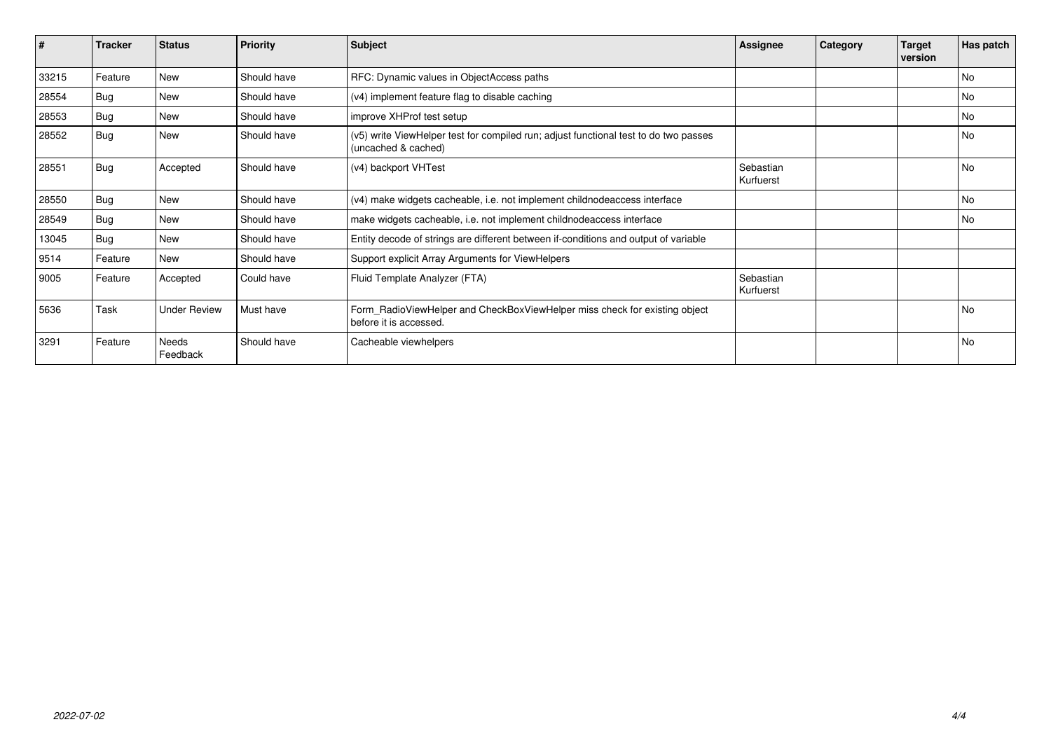| # | Tracker | Status | Priority | Subject | Assignee | Category | Target version | Has patch |
|---|---|---|---|---|---|---|---|---|
| 33215 | Feature | New | Should have | RFC: Dynamic values in ObjectAccess paths | | | | No |
| 28554 | Bug | New | Should have | (v4) implement feature flag to disable caching | | | | No |
| 28553 | Bug | New | Should have | improve XHProf test setup | | | | No |
| 28552 | Bug | New | Should have | (v5) write ViewHelper test for compiled run; adjust functional test to do two passes (uncached & cached) | | | | No |
| 28551 | Bug | Accepted | Should have | (v4) backport VHTest | Sebastian Kurfuerst | | | No |
| 28550 | Bug | New | Should have | (v4) make widgets cacheable, i.e. not implement childnodeaccess interface | | | | No |
| 28549 | Bug | New | Should have | make widgets cacheable, i.e. not implement childnodeaccess interface | | | | No |
| 13045 | Bug | New | Should have | Entity decode of strings are different between if-conditions and output of variable | | | | |
| 9514 | Feature | New | Should have | Support explicit Array Arguments for ViewHelpers | | | | |
| 9005 | Feature | Accepted | Could have | Fluid Template Analyzer (FTA) | Sebastian Kurfuerst | | | |
| 5636 | Task | Under Review | Must have | Form_RadioViewHelper and CheckBoxViewHelper miss check for existing object before it is accessed. | | | | No |
| 3291 | Feature | Needs Feedback | Should have | Cacheable viewhelpers | | | | No |

*2022-07-02*